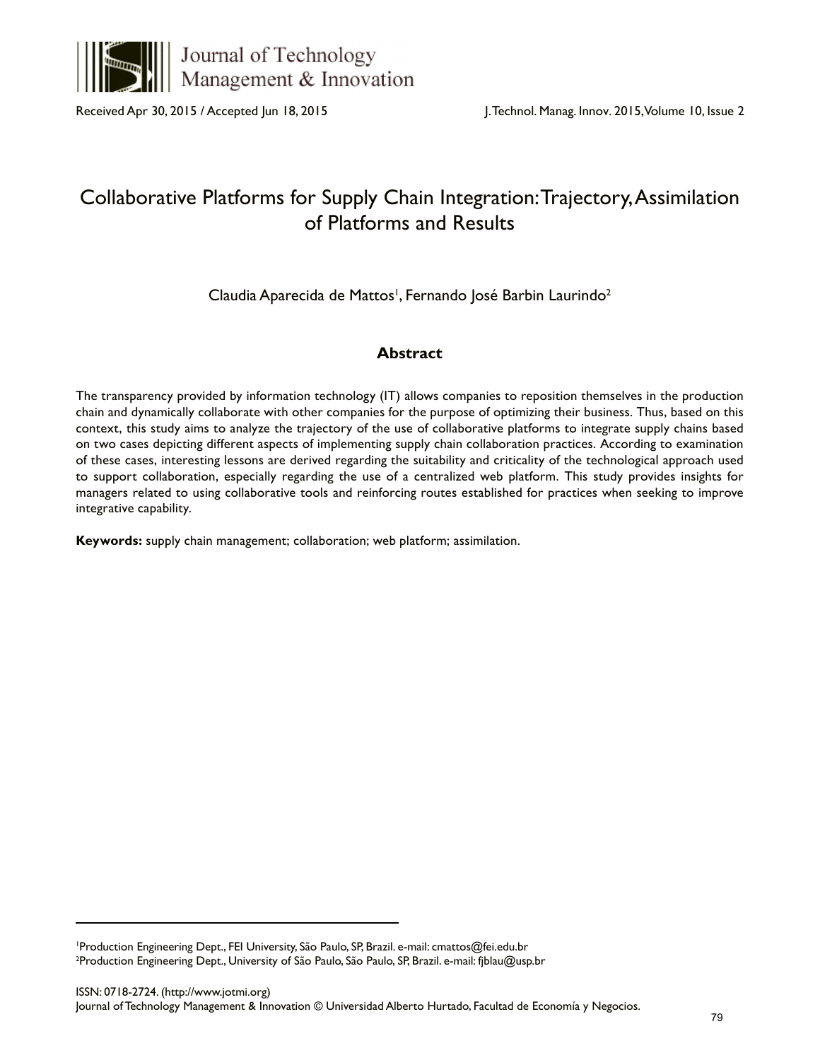Received Apr 30, 2015 / Accepted Jun 18, 2015

# Collaborative Platforms for Supply Chain Integration: Trajectory, Assimilation of Platforms and Results

Claudia Aparecida de Mattos[1], Fernando José Barbin Laurindo[2]

## Abstract

The transparency provided by information technology (IT) allows companies to reposition themselves in the production chain and dynamically collaborate with other companies for the purpose of optimizing their business. Thus, based on this context, this study aims to analyze the trajectory of the use of collaborative platforms to integrate supply chains based on two cases depicting different aspects of implementing supply chain collaboration practices. According to examination of these cases, interesting lessons are derived regarding the suitability and criticality of the technological approach used to support collaboration, especially regarding the use of a centralized web platform. This study provides insights for managers related to using collaborative tools and reinforcing routes established for practices when seeking to improve integrative capability.

**Keywords:** supply chain management; collaboration; web platform; assimilation.

---

[1]Production Engineering Dept., FEI University, São Paulo, SP, Brazil. e-mail: cmattos@fei.edu.br
[2]Production Engineering Dept., University of São Paulo, São Paulo, SP, Brazil. e-mail: fjblau@usp.br

ISSN: 0718-2724. (http://www.jotmi.org)
Journal of Technology Management & Innovation © Universidad Alberto Hurtado, Facultad de Economía y Negocios.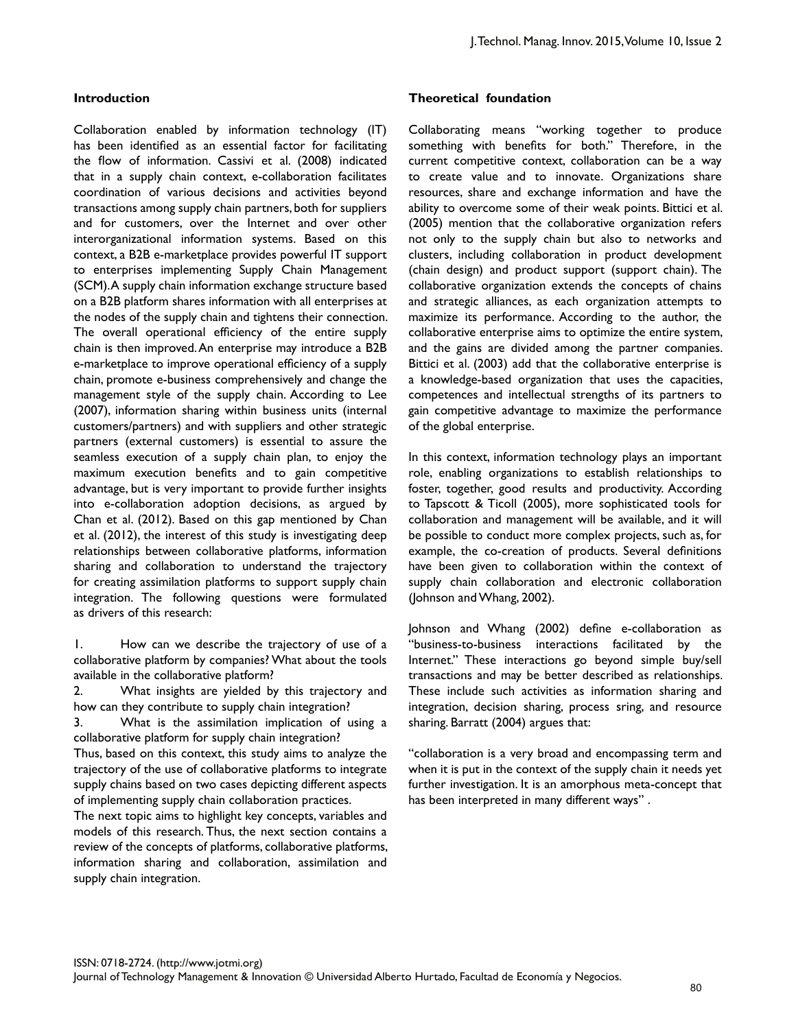## Introduction

Collaboration enabled by information technology (IT) has been identified as an essential factor for facilitating the flow of information. Cassivi et al. (2008) indicated that in a supply chain context, e-collaboration facilitates coordination of various decisions and activities beyond transactions among supply chain partners, both for suppliers and for customers, over the Internet and over other interorganizational information systems. Based on this context, a B2B e-marketplace provides powerful IT support to enterprises implementing Supply Chain Management (SCM). A supply chain information exchange structure based on a B2B platform shares information with all enterprises at the nodes of the supply chain and tightens their connection. The overall operational efficiency of the entire supply chain is then improved. An enterprise may introduce a B2B e-marketplace to improve operational efficiency of a supply chain, promote e-business comprehensively and change the management style of the supply chain. According to Lee (2007), information sharing within business units (internal customers/partners) and with suppliers and other strategic partners (external customers) is essential to assure the seamless execution of a supply chain plan, to enjoy the maximum execution benefits and to gain competitive advantage, but is very important to provide further insights into e-collaboration adoption decisions, as argued by Chan et al. (2012). Based on this gap mentioned by Chan et al. (2012), the interest of this study is investigating deep relationships between collaborative platforms, information sharing and collaboration to understand the trajectory for creating assimilation platforms to support supply chain integration. The following questions were formulated as drivers of this research:

1. How can we describe the trajectory of use of a collaborative platform by companies? What about the tools available in the collaborative platform?
2. What insights are yielded by this trajectory and how can they contribute to supply chain integration?
3. What is the assimilation implication of using a collaborative platform for supply chain integration?

Thus, based on this context, this study aims to analyze the trajectory of the use of collaborative platforms to integrate supply chains based on two cases depicting different aspects of implementing supply chain collaboration practices.

The next topic aims to highlight key concepts, variables and models of this research. Thus, the next section contains a review of the concepts of platforms, collaborative platforms, information sharing and collaboration, assimilation and supply chain integration.

## Theoretical foundation

Collaborating means "working together to produce something with benefits for both." Therefore, in the current competitive context, collaboration can be a way to create value and to innovate. Organizations share resources, share and exchange information and have the ability to overcome some of their weak points. Bittici et al. (2005) mention that the collaborative organization refers not only to the supply chain but also to networks and clusters, including collaboration in product development (chain design) and product support (support chain). The collaborative organization extends the concepts of chains and strategic alliances, as each organization attempts to maximize its performance. According to the author, the collaborative enterprise aims to optimize the entire system, and the gains are divided among the partner companies. Bittici et al. (2003) add that the collaborative enterprise is a knowledge-based organization that uses the capacities, competences and intellectual strengths of its partners to gain competitive advantage to maximize the performance of the global enterprise.

In this context, information technology plays an important role, enabling organizations to establish relationships to foster, together, good results and productivity. According to Tapscott & Ticoll (2005), more sophisticated tools for collaboration and management will be available, and it will be possible to conduct more complex projects, such as, for example, the co-creation of products. Several definitions have been given to collaboration within the context of supply chain collaboration and electronic collaboration (Johnson and Whang, 2002).

Johnson and Whang (2002) define e-collaboration as "business-to-business interactions facilitated by the Internet." These interactions go beyond simple buy/sell transactions and may be better described as relationships. These include such activities as information sharing and integration, decision sharing, process sring, and resource sharing. Barratt (2004) argues that:

"collaboration is a very broad and encompassing term and when it is put in the context of the supply chain it needs yet further investigation. It is an amorphous meta-concept that has been interpreted in many different ways" .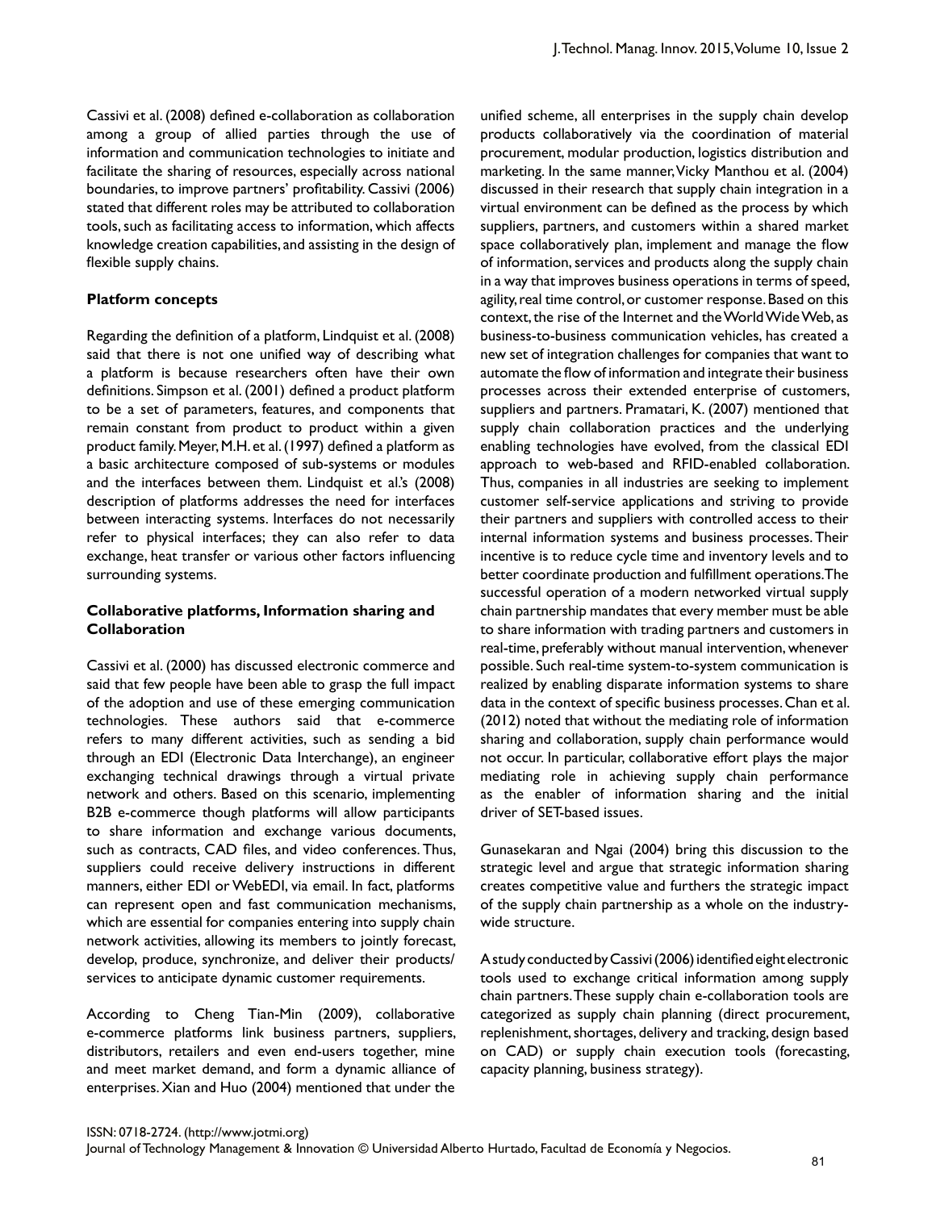Cassivi et al. (2008) defined e-collaboration as collaboration among a group of allied parties through the use of information and communication technologies to initiate and facilitate the sharing of resources, especially across national boundaries, to improve partners' profitability. Cassivi (2006) stated that different roles may be attributed to collaboration tools, such as facilitating access to information, which affects knowledge creation capabilities, and assisting in the design of flexible supply chains.

### Platform concepts

Regarding the definition of a platform, Lindquist et al. (2008) said that there is not one unified way of describing what a platform is because researchers often have their own definitions. Simpson et al. (2001) defined a product platform to be a set of parameters, features, and components that remain constant from product to product within a given product family. Meyer, M.H. et al. (1997) defined a platform as a basic architecture composed of sub-systems or modules and the interfaces between them. Lindquist et al.'s (2008) description of platforms addresses the need for interfaces between interacting systems. Interfaces do not necessarily refer to physical interfaces; they can also refer to data exchange, heat transfer or various other factors influencing surrounding systems.

### Collaborative platforms, Information sharing and Collaboration

Cassivi et al. (2000) has discussed electronic commerce and said that few people have been able to grasp the full impact of the adoption and use of these emerging communication technologies. These authors said that e-commerce refers to many different activities, such as sending a bid through an EDI (Electronic Data Interchange), an engineer exchanging technical drawings through a virtual private network and others. Based on this scenario, implementing B2B e-commerce though platforms will allow participants to share information and exchange various documents, such as contracts, CAD files, and video conferences. Thus, suppliers could receive delivery instructions in different manners, either EDI or WebEDI, via email. In fact, platforms can represent open and fast communication mechanisms, which are essential for companies entering into supply chain network activities, allowing its members to jointly forecast, develop, produce, synchronize, and deliver their products/services to anticipate dynamic customer requirements.

According to Cheng Tian-Min (2009), collaborative e-commerce platforms link business partners, suppliers, distributors, retailers and even end-users together, mine and meet market demand, and form a dynamic alliance of enterprises. Xian and Huo (2004) mentioned that under the unified scheme, all enterprises in the supply chain develop products collaboratively via the coordination of material procurement, modular production, logistics distribution and marketing. In the same manner, Vicky Manthou et al. (2004) discussed in their research that supply chain integration in a virtual environment can be defined as the process by which suppliers, partners, and customers within a shared market space collaboratively plan, implement and manage the flow of information, services and products along the supply chain in a way that improves business operations in terms of speed, agility, real time control, or customer response. Based on this context, the rise of the Internet and the World Wide Web, as business-to-business communication vehicles, has created a new set of integration challenges for companies that want to automate the flow of information and integrate their business processes across their extended enterprise of customers, suppliers and partners. Pramatari, K. (2007) mentioned that supply chain collaboration practices and the underlying enabling technologies have evolved, from the classical EDI approach to web-based and RFID-enabled collaboration. Thus, companies in all industries are seeking to implement customer self-service applications and striving to provide their partners and suppliers with controlled access to their internal information systems and business processes. Their incentive is to reduce cycle time and inventory levels and to better coordinate production and fulfillment operations. The successful operation of a modern networked virtual supply chain partnership mandates that every member must be able to share information with trading partners and customers in real-time, preferably without manual intervention, whenever possible. Such real-time system-to-system communication is realized by enabling disparate information systems to share data in the context of specific business processes. Chan et al. (2012) noted that without the mediating role of information sharing and collaboration, supply chain performance would not occur. In particular, collaborative effort plays the major mediating role in achieving supply chain performance as the enabler of information sharing and the initial driver of SET-based issues.

Gunasekaran and Ngai (2004) bring this discussion to the strategic level and argue that strategic information sharing creates competitive value and furthers the strategic impact of the supply chain partnership as a whole on the industry-wide structure.

A study conducted by Cassivi (2006) identified eight electronic tools used to exchange critical information among supply chain partners. These supply chain e-collaboration tools are categorized as supply chain planning (direct procurement, replenishment, shortages, delivery and tracking, design based on CAD) or supply chain execution tools (forecasting, capacity planning, business strategy).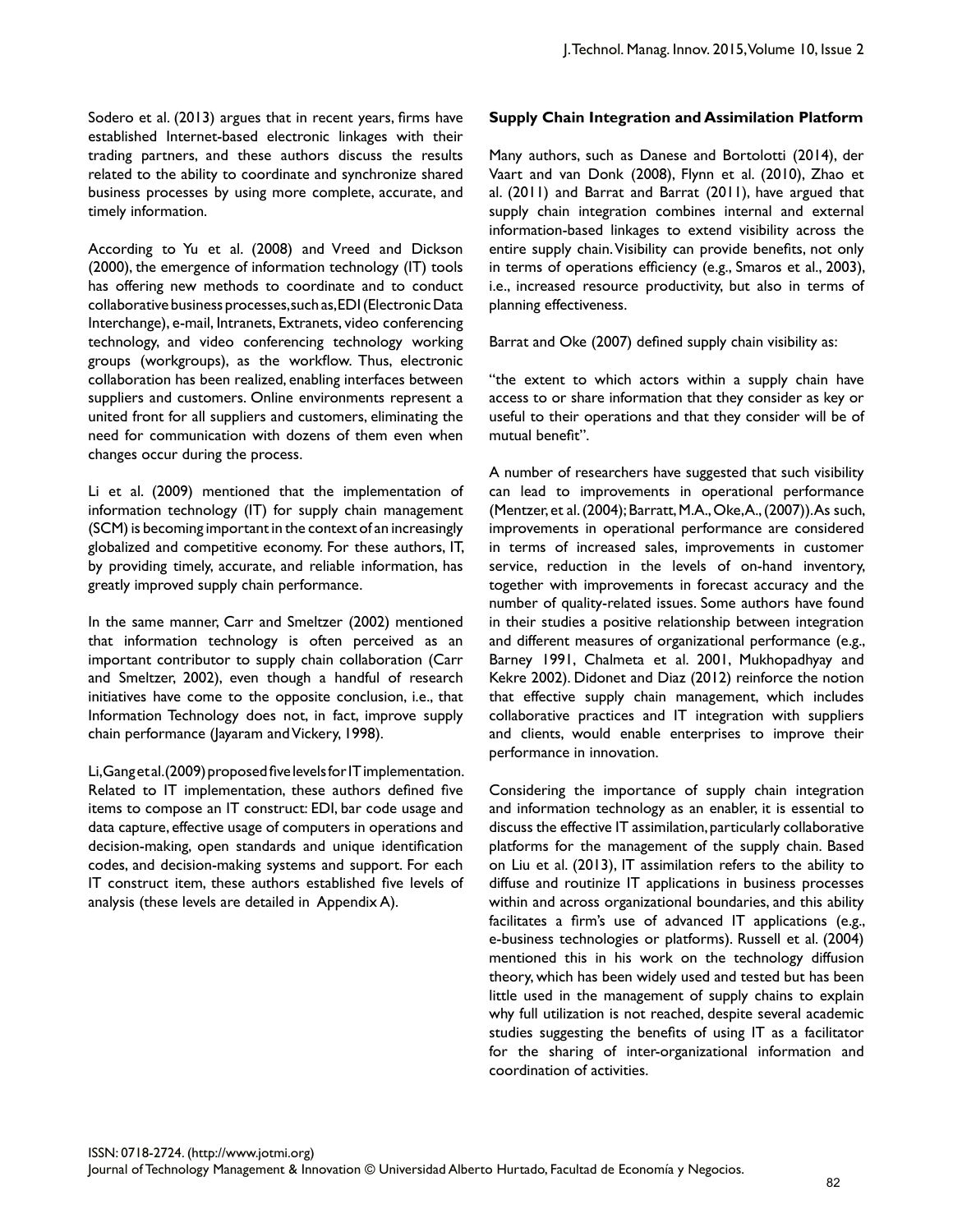Sodero et al. (2013) argues that in recent years, firms have established Internet-based electronic linkages with their trading partners, and these authors discuss the results related to the ability to coordinate and synchronize shared business processes by using more complete, accurate, and timely information.

According to Yu et al. (2008) and Vreed and Dickson (2000), the emergence of information technology (IT) tools has offering new methods to coordinate and to conduct collaborative business processes, such as, EDI (Electronic Data Interchange), e-mail, Intranets, Extranets, video conferencing technology, and video conferencing technology working groups (workgroups), as the workflow. Thus, electronic collaboration has been realized, enabling interfaces between suppliers and customers. Online environments represent a united front for all suppliers and customers, eliminating the need for communication with dozens of them even when changes occur during the process.

Li et al. (2009) mentioned that the implementation of information technology (IT) for supply chain management (SCM) is becoming important in the context of an increasingly globalized and competitive economy. For these authors, IT, by providing timely, accurate, and reliable information, has greatly improved supply chain performance.

In the same manner, Carr and Smeltzer (2002) mentioned that information technology is often perceived as an important contributor to supply chain collaboration (Carr and Smeltzer, 2002), even though a handful of research initiatives have come to the opposite conclusion, i.e., that Information Technology does not, in fact, improve supply chain performance (Jayaram and Vickery, 1998).

Li, Gang et al. (2009) proposed five levels for IT implementation. Related to IT implementation, these authors defined five items to compose an IT construct: EDI, bar code usage and data capture, effective usage of computers in operations and decision-making, open standards and unique identification codes, and decision-making systems and support. For each IT construct item, these authors established five levels of analysis (these levels are detailed in Appendix A).

### Supply Chain Integration and Assimilation Platform

Many authors, such as Danese and Bortolotti (2014), der Vaart and van Donk (2008), Flynn et al. (2010), Zhao et al. (2011) and Barrat and Barrat (2011), have argued that supply chain integration combines internal and external information-based linkages to extend visibility across the entire supply chain. Visibility can provide benefits, not only in terms of operations efficiency (e.g., Smaros et al., 2003), i.e., increased resource productivity, but also in terms of planning effectiveness.

Barrat and Oke (2007) defined supply chain visibility as:

"the extent to which actors within a supply chain have access to or share information that they consider as key or useful to their operations and that they consider will be of mutual benefit".

A number of researchers have suggested that such visibility can lead to improvements in operational performance (Mentzer, et al. (2004); Barratt, M.A., Oke, A., (2007)). As such, improvements in operational performance are considered in terms of increased sales, improvements in customer service, reduction in the levels of on-hand inventory, together with improvements in forecast accuracy and the number of quality-related issues. Some authors have found in their studies a positive relationship between integration and different measures of organizational performance (e.g., Barney 1991, Chalmeta et al. 2001, Mukhopadhyay and Kekre 2002). Didonet and Diaz (2012) reinforce the notion that effective supply chain management, which includes collaborative practices and IT integration with suppliers and clients, would enable enterprises to improve their performance in innovation.

Considering the importance of supply chain integration and information technology as an enabler, it is essential to discuss the effective IT assimilation, particularly collaborative platforms for the management of the supply chain. Based on Liu et al. (2013), IT assimilation refers to the ability to diffuse and routinize IT applications in business processes within and across organizational boundaries, and this ability facilitates a firm's use of advanced IT applications (e.g., e-business technologies or platforms). Russell et al. (2004) mentioned this in his work on the technology diffusion theory, which has been widely used and tested but has been little used in the management of supply chains to explain why full utilization is not reached, despite several academic studies suggesting the benefits of using IT as a facilitator for the sharing of inter-organizational information and coordination of activities.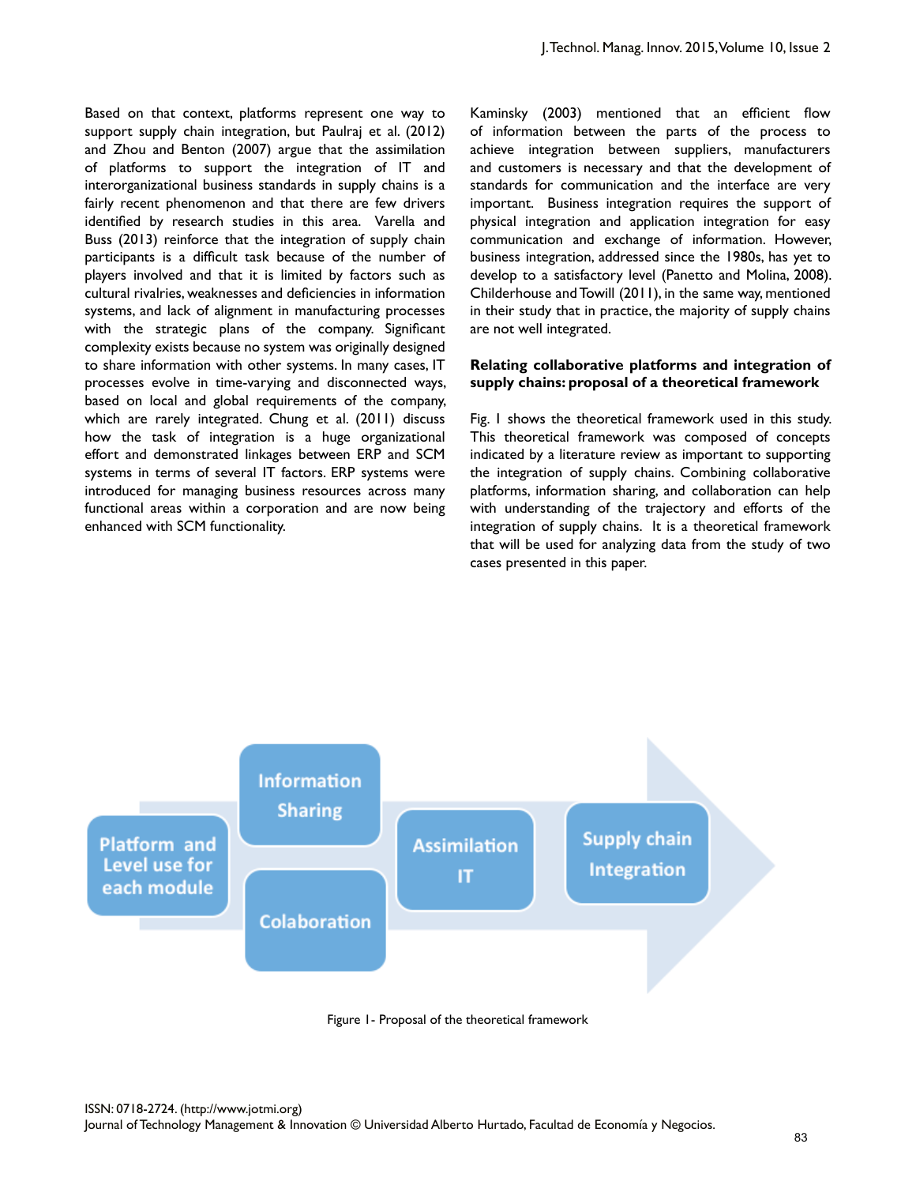Based on that context, platforms represent one way to support supply chain integration, but Paulraj et al. (2012) and Zhou and Benton (2007) argue that the assimilation of platforms to support the integration of IT and interorganizational business standards in supply chains is a fairly recent phenomenon and that there are few drivers identified by research studies in this area. Varella and Buss (2013) reinforce that the integration of supply chain participants is a difficult task because of the number of players involved and that it is limited by factors such as cultural rivalries, weaknesses and deficiencies in information systems, and lack of alignment in manufacturing processes with the strategic plans of the company. Significant complexity exists because no system was originally designed to share information with other systems. In many cases, IT processes evolve in time-varying and disconnected ways, based on local and global requirements of the company, which are rarely integrated. Chung et al. (2011) discuss how the task of integration is a huge organizational effort and demonstrated linkages between ERP and SCM systems in terms of several IT factors. ERP systems were introduced for managing business resources across many functional areas within a corporation and are now being enhanced with SCM functionality.

Kaminsky (2003) mentioned that an efficient flow of information between the parts of the process to achieve integration between suppliers, manufacturers and customers is necessary and that the development of standards for communication and the interface are very important. Business integration requires the support of physical integration and application integration for easy communication and exchange of information. However, business integration, addressed since the 1980s, has yet to develop to a satisfactory level (Panetto and Molina, 2008). Childerhouse and Towill (2011), in the same way, mentioned in their study that in practice, the majority of supply chains are not well integrated.

**Relating collaborative platforms and integration of supply chains: proposal of a theoretical framework**

Fig. 1 shows the theoretical framework used in this study. This theoretical framework was composed of concepts indicated by a literature review as important to supporting the integration of supply chains. Combining collaborative platforms, information sharing, and collaboration can help with understanding of the trajectory and efforts of the integration of supply chains. It is a theoretical framework that will be used for analyzing data from the study of two cases presented in this paper.

Platform and Level use for each module → Information Sharing / Colaboration → Assimilation IT → Supply chain Integration

Figure 1- Proposal of the theoretical framework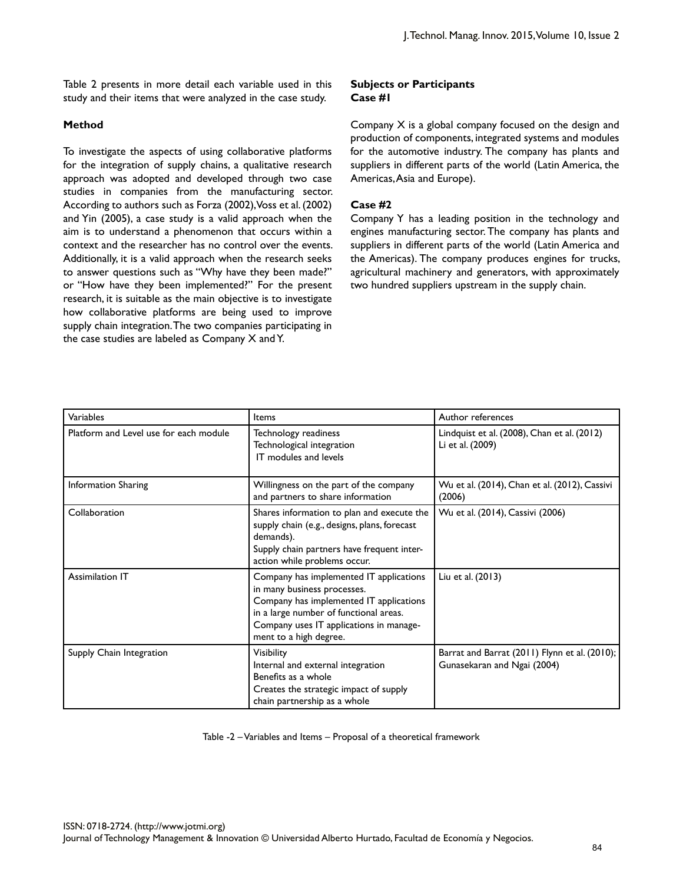Table 2 presents in more detail each variable used in this study and their items that were analyzed in the case study.

### Method

To investigate the aspects of using collaborative platforms for the integration of supply chains, a qualitative research approach was adopted and developed through two case studies in companies from the manufacturing sector. According to authors such as Forza (2002), Voss et al. (2002) and Yin (2005), a case study is a valid approach when the aim is to understand a phenomenon that occurs within a context and the researcher has no control over the events. Additionally, it is a valid approach when the research seeks to answer questions such as "Why have they been made?" or "How have they been implemented?" For the present research, it is suitable as the main objective is to investigate how collaborative platforms are being used to improve supply chain integration. The two companies participating in the case studies are labeled as Company X and Y.

### Subjects or Participants

**Case #1**

Company X is a global company focused on the design and production of components, integrated systems and modules for the automotive industry. The company has plants and suppliers in different parts of the world (Latin America, the Americas, Asia and Europe).

**Case #2**

Company Y has a leading position in the technology and engines manufacturing sector. The company has plants and suppliers in different parts of the world (Latin America and the Americas). The company produces engines for trucks, agricultural machinery and generators, with approximately two hundred suppliers upstream in the supply chain.

| Variables | Items | Author references |
|---|---|---|
| Platform and Level use for each module | Technology readiness<br>Technological integration<br>IT modules and levels | Lindquist et al. (2008), Chan et al. (2012)<br>Li et al. (2009) |
| Information Sharing | Willingness on the part of the company and partners to share information | Wu et al. (2014), Chan et al. (2012), Cassivi (2006) |
| Collaboration | Shares information to plan and execute the supply chain (e.g., designs, plans, forecast demands).<br>Supply chain partners have frequent interaction while problems occur. | Wu et al. (2014), Cassivi (2006) |
| Assimilation IT | Company has implemented IT applications in many business processes.<br>Company has implemented IT applications in a large number of functional areas.<br>Company uses IT applications in management to a high degree. | Liu et al. (2013) |
| Supply Chain Integration | Visibility<br>Internal and external integration<br>Benefits as a whole<br>Creates the strategic impact of supply chain partnership as a whole | Barrat and Barrat (2011) Flynn et al. (2010); Gunasekaran and Ngai (2004) |

Table -2 – Variables and Items – Proposal of a theoretical framework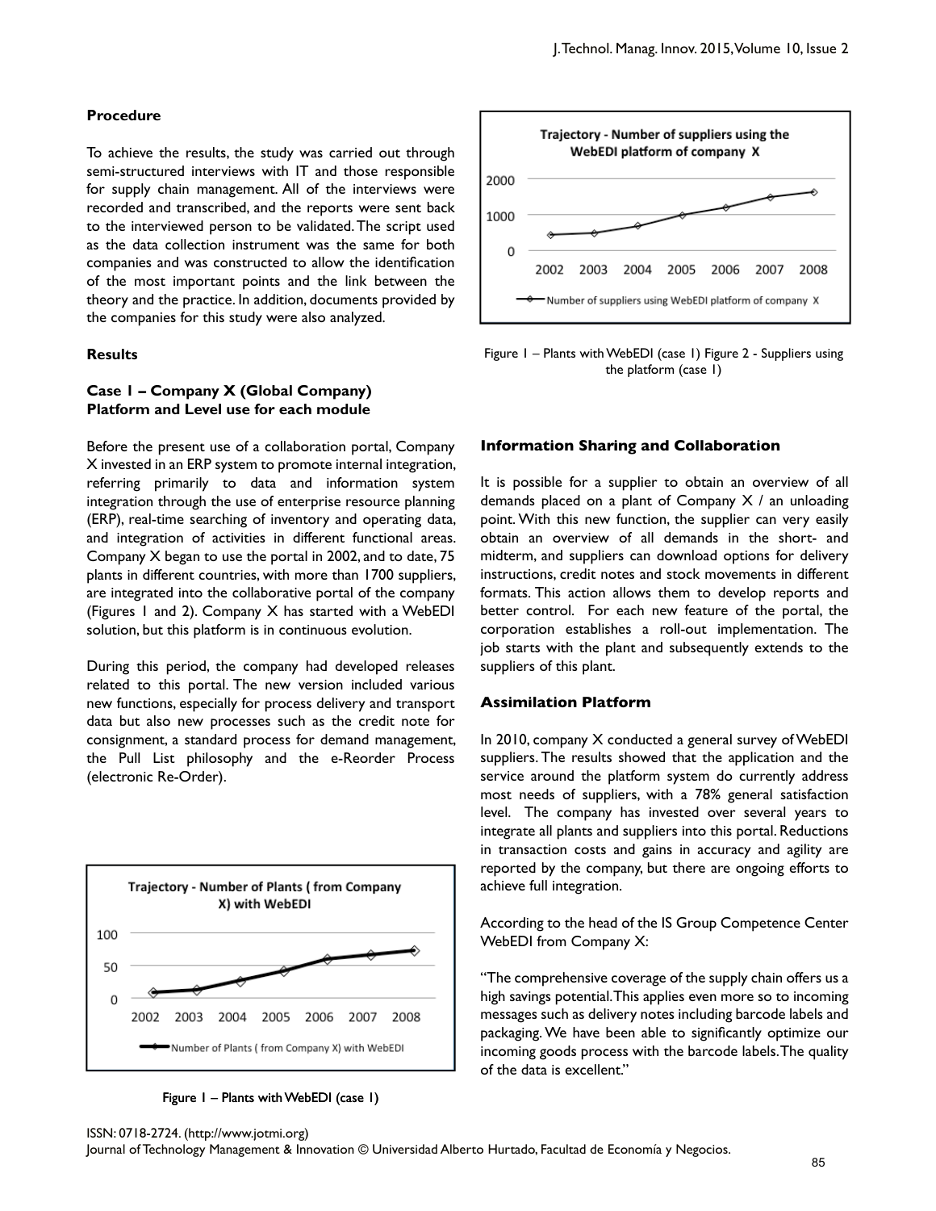**Procedure**

To achieve the results, the study was carried out through semi-structured interviews with IT and those responsible for supply chain management. All of the interviews were recorded and transcribed, and the reports were sent back to the interviewed person to be validated. The script used as the data collection instrument was the same for both companies and was constructed to allow the identification of the most important points and the link between the theory and the practice. In addition, documents provided by the companies for this study were also analyzed.

**Results**

**Case 1 – Company X (Global Company)**
**Platform and Level use for each module**

Before the present use of a collaboration portal, Company X invested in an ERP system to promote internal integration, referring primarily to data and information system integration through the use of enterprise resource planning (ERP), real-time searching of inventory and operating data, and integration of activities in different functional areas. Company X began to use the portal in 2002, and to date, 75 plants in different countries, with more than 1700 suppliers, are integrated into the collaborative portal of the company (Figures 1 and 2). Company X has started with a WebEDI solution, but this platform is in continuous evolution.

During this period, the company had developed releases related to this portal. The new version included various new functions, especially for process delivery and transport data but also new processes such as the credit note for consignment, a standard process for demand management, the Pull List philosophy and the e-Reorder Process (electronic Re-Order).

Figure 1 – Plants with WebEDI (case 1)

Figure 1 – Plants with WebEDI (case 1) Figure 2 - Suppliers using the platform (case 1)

**Information Sharing and Collaboration**

It is possible for a supplier to obtain an overview of all demands placed on a plant of Company X / an unloading point. With this new function, the supplier can very easily obtain an overview of all demands in the short- and midterm, and suppliers can download options for delivery instructions, credit notes and stock movements in different formats. This action allows them to develop reports and better control. For each new feature of the portal, the corporation establishes a roll-out implementation. The job starts with the plant and subsequently extends to the suppliers of this plant.

**Assimilation Platform**

In 2010, company X conducted a general survey of WebEDI suppliers. The results showed that the application and the service around the platform system do currently address most needs of suppliers, with a 78% general satisfaction level. The company has invested over several years to integrate all plants and suppliers into this portal. Reductions in transaction costs and gains in accuracy and agility are reported by the company, but there are ongoing efforts to achieve full integration.

According to the head of the IS Group Competence Center WebEDI from Company X:

"The comprehensive coverage of the supply chain offers us a high savings potential. This applies even more so to incoming messages such as delivery notes including barcode labels and packaging. We have been able to significantly optimize our incoming goods process with the barcode labels. The quality of the data is excellent."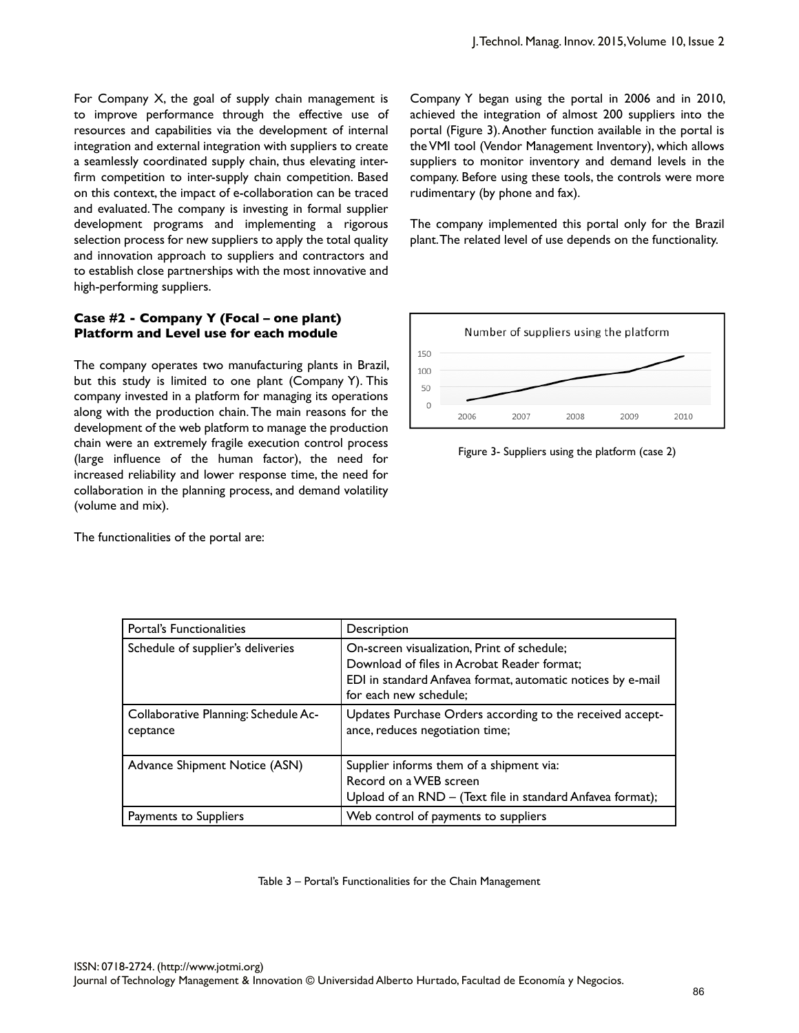For Company X, the goal of supply chain management is to improve performance through the effective use of resources and capabilities via the development of internal integration and external integration with suppliers to create a seamlessly coordinated supply chain, thus elevating inter-firm competition to inter-supply chain competition. Based on this context, the impact of e-collaboration can be traced and evaluated. The company is investing in formal supplier development programs and implementing a rigorous selection process for new suppliers to apply the total quality and innovation approach to suppliers and contractors and to establish close partnerships with the most innovative and high-performing suppliers.

### Case #2 - Company Y (Focal – one plant) Platform and Level use for each module

The company operates two manufacturing plants in Brazil, but this study is limited to one plant (Company Y). This company invested in a platform for managing its operations along with the production chain. The main reasons for the development of the web platform to manage the production chain were an extremely fragile execution control process (large influence of the human factor), the need for increased reliability and lower response time, the need for collaboration in the planning process, and demand volatility (volume and mix).

The functionalities of the portal are:

Company Y began using the portal in 2006 and in 2010, achieved the integration of almost 200 suppliers into the portal (Figure 3). Another function available in the portal is the VMI tool (Vendor Management Inventory), which allows suppliers to monitor inventory and demand levels in the company. Before using these tools, the controls were more rudimentary (by phone and fax).

The company implemented this portal only for the Brazil plant. The related level of use depends on the functionality.

Figure 3- Suppliers using the platform (case 2)

| Portal's Functionalities | Description |
|---|---|
| Schedule of supplier's deliveries | On-screen visualization, Print of schedule; Download of files in Acrobat Reader format; EDI in standard Anfavea format, automatic notices by e-mail for each new schedule; |
| Collaborative Planning: Schedule Acceptance | Updates Purchase Orders according to the received acceptance, reduces negotiation time; |
| Advance Shipment Notice (ASN) | Supplier informs them of a shipment via: Record on a WEB screen Upload of an RND – (Text file in standard Anfavea format); |
| Payments to Suppliers | Web control of payments to suppliers |

Table 3 – Portal's Functionalities for the Chain Management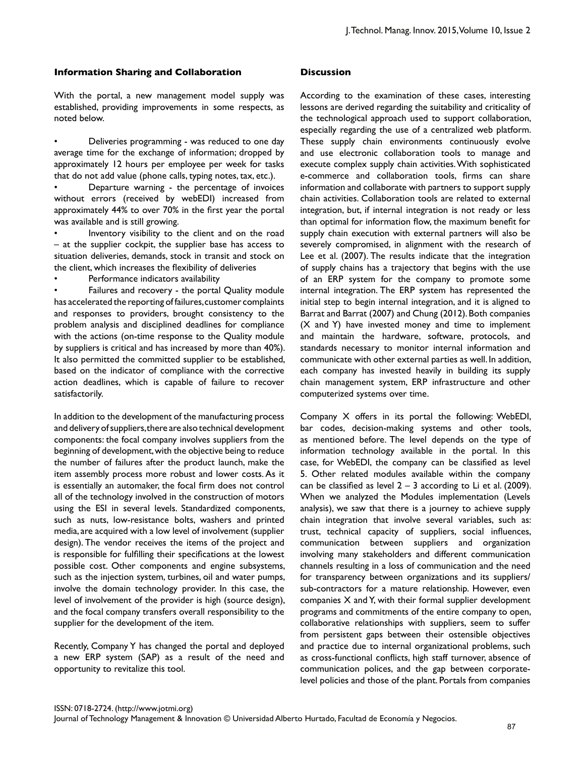### Information Sharing and Collaboration

With the portal, a new management model supply was established, providing improvements in some respects, as noted below.

- Deliveries programming - was reduced to one day average time for the exchange of information; dropped by approximately 12 hours per employee per week for tasks that do not add value (phone calls, typing notes, tax, etc.).
- Departure warning - the percentage of invoices without errors (received by webEDI) increased from approximately 44% to over 70% in the first year the portal was available and is still growing.
- Inventory visibility to the client and on the road – at the supplier cockpit, the supplier base has access to situation deliveries, demands, stock in transit and stock on the client, which increases the flexibility of deliveries
- Performance indicators availability
- Failures and recovery - the portal Quality module has accelerated the reporting of failures, customer complaints and responses to providers, brought consistency to the problem analysis and disciplined deadlines for compliance with the actions (on-time response to the Quality module by suppliers is critical and has increased by more than 40%). It also permitted the committed supplier to be established, based on the indicator of compliance with the corrective action deadlines, which is capable of failure to recover satisfactorily.

In addition to the development of the manufacturing process and delivery of suppliers, there are also technical development components: the focal company involves suppliers from the beginning of development, with the objective being to reduce the number of failures after the product launch, make the item assembly process more robust and lower costs. As it is essentially an automaker, the focal firm does not control all of the technology involved in the construction of motors using the ESI in several levels. Standardized components, such as nuts, low-resistance bolts, washers and printed media, are acquired with a low level of involvement (supplier design). The vendor receives the items of the project and is responsible for fulfilling their specifications at the lowest possible cost. Other components and engine subsystems, such as the injection system, turbines, oil and water pumps, involve the domain technology provider. In this case, the level of involvement of the provider is high (source design), and the focal company transfers overall responsibility to the supplier for the development of the item.

Recently, Company Y has changed the portal and deployed a new ERP system (SAP) as a result of the need and opportunity to revitalize this tool.

### Discussion

According to the examination of these cases, interesting lessons are derived regarding the suitability and criticality of the technological approach used to support collaboration, especially regarding the use of a centralized web platform. These supply chain environments continuously evolve and use electronic collaboration tools to manage and execute complex supply chain activities. With sophisticated e-commerce and collaboration tools, firms can share information and collaborate with partners to support supply chain activities. Collaboration tools are related to external integration, but, if internal integration is not ready or less than optimal for information flow, the maximum benefit for supply chain execution with external partners will also be severely compromised, in alignment with the research of Lee et al. (2007). The results indicate that the integration of supply chains has a trajectory that begins with the use of an ERP system for the company to promote some internal integration. The ERP system has represented the initial step to begin internal integration, and it is aligned to Barrat and Barrat (2007) and Chung (2012). Both companies (X and Y) have invested money and time to implement and maintain the hardware, software, protocols, and standards necessary to monitor internal information and communicate with other external parties as well. In addition, each company has invested heavily in building its supply chain management system, ERP infrastructure and other computerized systems over time.

Company X offers in its portal the following: WebEDI, bar codes, decision-making systems and other tools, as mentioned before. The level depends on the type of information technology available in the portal. In this case, for WebEDI, the company can be classified as level 5. Other related modules available within the company can be classified as level 2 – 3 according to Li et al. (2009). When we analyzed the Modules implementation (Levels analysis), we saw that there is a journey to achieve supply chain integration that involve several variables, such as: trust, technical capacity of suppliers, social influences, communication between suppliers and organization involving many stakeholders and different communication channels resulting in a loss of communication and the need for transparency between organizations and its suppliers/sub-contractors for a mature relationship. However, even companies X and Y, with their formal supplier development programs and commitments of the entire company to open, collaborative relationships with suppliers, seem to suffer from persistent gaps between their ostensible objectives and practice due to internal organizational problems, such as cross-functional conflicts, high staff turnover, absence of communication polices, and the gap between corporate-level policies and those of the plant. Portals from companies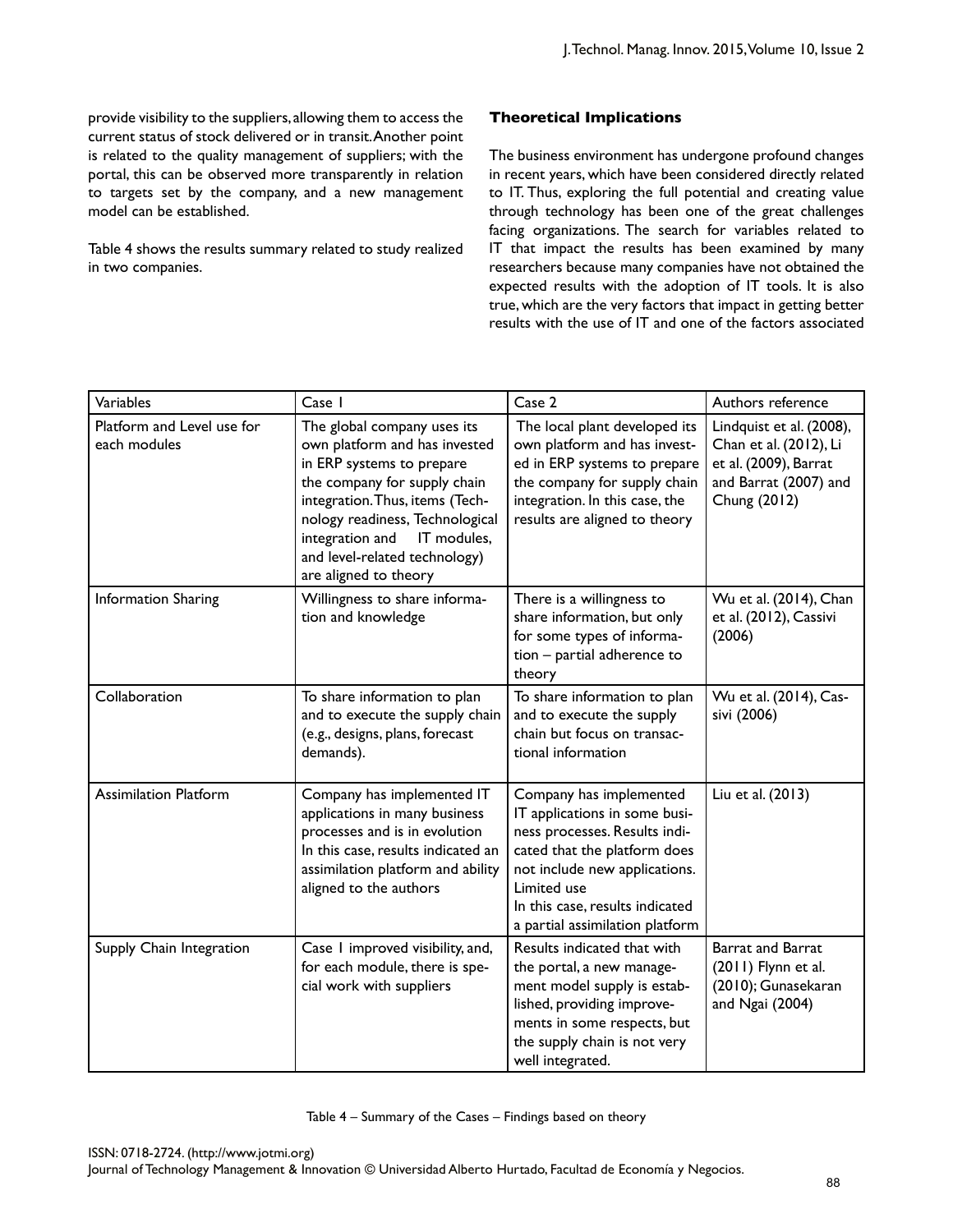provide visibility to the suppliers, allowing them to access the current status of stock delivered or in transit. Another point is related to the quality management of suppliers; with the portal, this can be observed more transparently in relation to targets set by the company, and a new management model can be established.

Table 4 shows the results summary related to study realized in two companies.

### Theoretical Implications

The business environment has undergone profound changes in recent years, which have been considered directly related to IT. Thus, exploring the full potential and creating value through technology has been one of the great challenges facing organizations. The search for variables related to IT that impact the results has been examined by many researchers because many companies have not obtained the expected results with the adoption of IT tools. It is also true, which are the very factors that impact in getting better results with the use of IT and one of the factors associated

| Variables | Case 1 | Case 2 | Authors reference |
|---|---|---|---|
| Platform and Level use for each modules | The global company uses its own platform and has invested in ERP systems to prepare the company for supply chain integration. Thus, items (Technology readiness, Technological integration and IT modules, and level-related technology) are aligned to theory | The local plant developed its own platform and has invested in ERP systems to prepare the company for supply chain integration. In this case, the results are aligned to theory | Lindquist et al. (2008), Chan et al. (2012), Li et al. (2009), Barrat and Barrat (2007) and Chung (2012) |
| Information Sharing | Willingness to share information and knowledge | There is a willingness to share information, but only for some types of information – partial adherence to theory | Wu et al. (2014), Chan et al. (2012), Cassivi (2006) |
| Collaboration | To share information to plan and to execute the supply chain (e.g., designs, plans, forecast demands). | To share information to plan and to execute the supply chain but focus on transactional information | Wu et al. (2014), Cassivi (2006) |
| Assimilation Platform | Company has implemented IT applications in many business processes and is in evolution In this case, results indicated an assimilation platform and ability aligned to the authors | Company has implemented IT applications in some business processes. Results indicated that the platform does not include new applications. Limited use In this case, results indicated a partial assimilation platform | Liu et al. (2013) |
| Supply Chain Integration | Case 1 improved visibility, and, for each module, there is special work with suppliers | Results indicated that with the portal, a new management model supply is established, providing improvements in some respects, but the supply chain is not very well integrated. | Barrat and Barrat (2011) Flynn et al. (2010); Gunasekaran and Ngai (2004) |

Table 4 – Summary of the Cases – Findings based on theory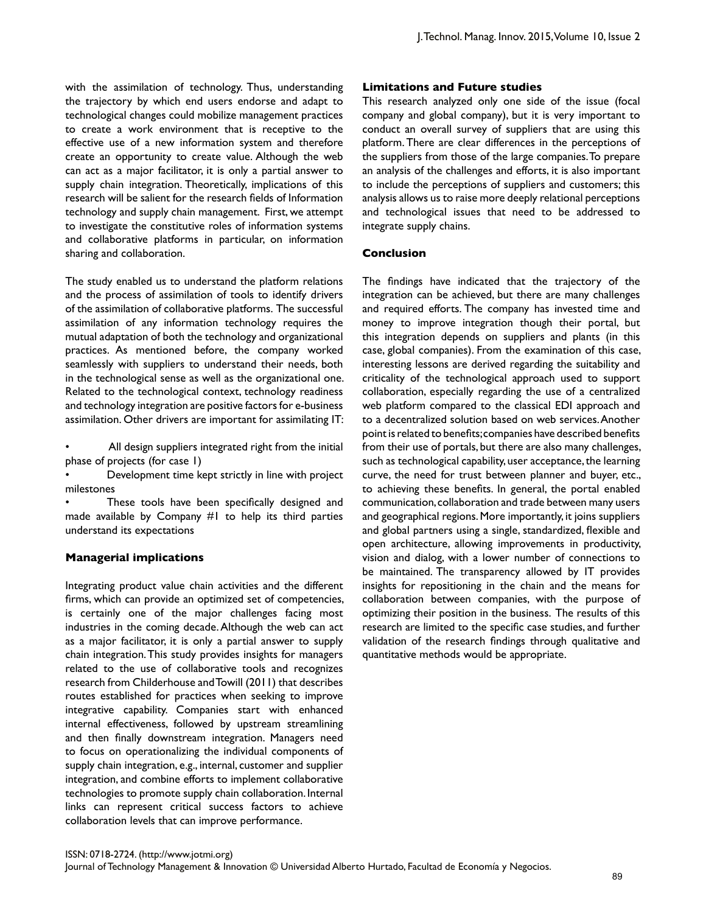with the assimilation of technology. Thus, understanding the trajectory by which end users endorse and adapt to technological changes could mobilize management practices to create a work environment that is receptive to the effective use of a new information system and therefore create an opportunity to create value. Although the web can act as a major facilitator, it is only a partial answer to supply chain integration. Theoretically, implications of this research will be salient for the research fields of Information technology and supply chain management. First, we attempt to investigate the constitutive roles of information systems and collaborative platforms in particular, on information sharing and collaboration.

The study enabled us to understand the platform relations and the process of assimilation of tools to identify drivers of the assimilation of collaborative platforms. The successful assimilation of any information technology requires the mutual adaptation of both the technology and organizational practices. As mentioned before, the company worked seamlessly with suppliers to understand their needs, both in the technological sense as well as the organizational one. Related to the technological context, technology readiness and technology integration are positive factors for e-business assimilation. Other drivers are important for assimilating IT:

- All design suppliers integrated right from the initial phase of projects (for case 1)
- Development time kept strictly in line with project milestones
- These tools have been specifically designed and made available by Company #1 to help its third parties understand its expectations

### Managerial implications

Integrating product value chain activities and the different firms, which can provide an optimized set of competencies, is certainly one of the major challenges facing most industries in the coming decade. Although the web can act as a major facilitator, it is only a partial answer to supply chain integration. This study provides insights for managers related to the use of collaborative tools and recognizes research from Childerhouse and Towill (2011) that describes routes established for practices when seeking to improve integrative capability. Companies start with enhanced internal effectiveness, followed by upstream streamlining and then finally downstream integration. Managers need to focus on operationalizing the individual components of supply chain integration, e.g., internal, customer and supplier integration, and combine efforts to implement collaborative technologies to promote supply chain collaboration. Internal links can represent critical success factors to achieve collaboration levels that can improve performance.

### Limitations and Future studies

This research analyzed only one side of the issue (focal company and global company), but it is very important to conduct an overall survey of suppliers that are using this platform. There are clear differences in the perceptions of the suppliers from those of the large companies. To prepare an analysis of the challenges and efforts, it is also important to include the perceptions of suppliers and customers; this analysis allows us to raise more deeply relational perceptions and technological issues that need to be addressed to integrate supply chains.

### Conclusion

The findings have indicated that the trajectory of the integration can be achieved, but there are many challenges and required efforts. The company has invested time and money to improve integration though their portal, but this integration depends on suppliers and plants (in this case, global companies). From the examination of this case, interesting lessons are derived regarding the suitability and criticality of the technological approach used to support collaboration, especially regarding the use of a centralized web platform compared to the classical EDI approach and to a decentralized solution based on web services. Another point is related to benefits; companies have described benefits from their use of portals, but there are also many challenges, such as technological capability, user acceptance, the learning curve, the need for trust between planner and buyer, etc., to achieving these benefits. In general, the portal enabled communication, collaboration and trade between many users and geographical regions. More importantly, it joins suppliers and global partners using a single, standardized, flexible and open architecture, allowing improvements in productivity, vision and dialog, with a lower number of connections to be maintained. The transparency allowed by IT provides insights for repositioning in the chain and the means for collaboration between companies, with the purpose of optimizing their position in the business. The results of this research are limited to the specific case studies, and further validation of the research findings through qualitative and quantitative methods would be appropriate.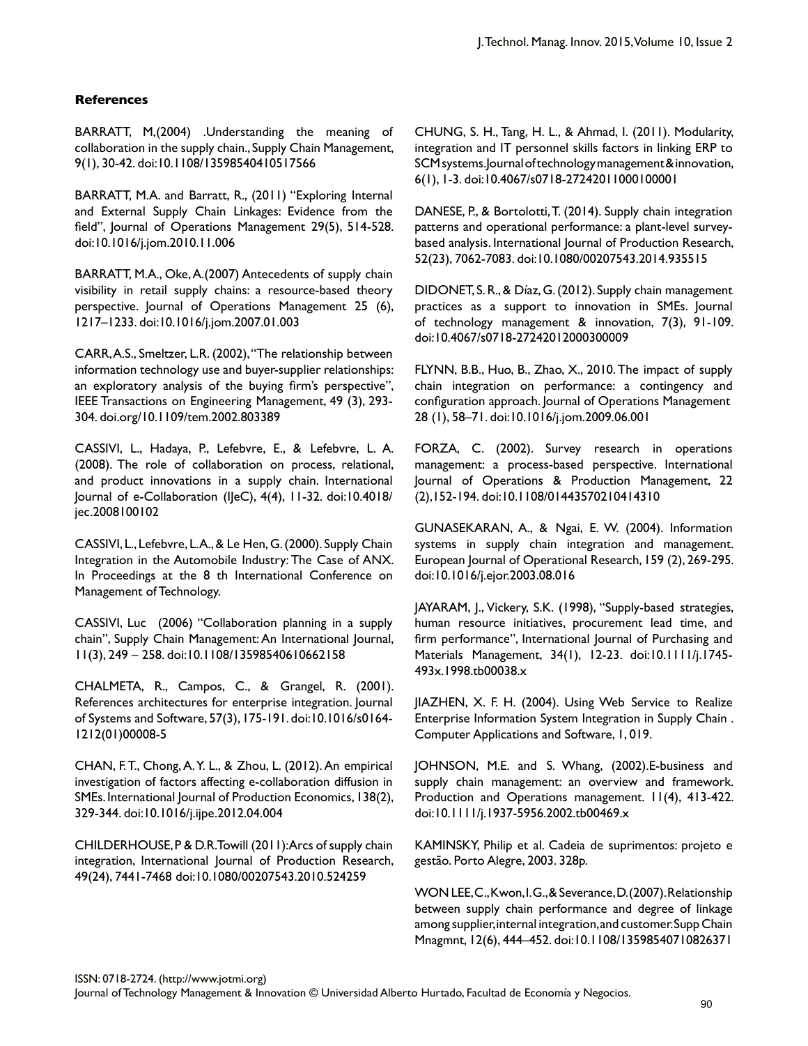### References

BARRATT, M,(2004) .Understanding the meaning of collaboration in the supply chain., Supply Chain Management, 9(1), 30-42. doi:10.1108/13598540410517566

BARRATT, M.A. and Barratt, R., (2011) "Exploring Internal and External Supply Chain Linkages: Evidence from the field", Journal of Operations Management 29(5), 514-528. doi:10.1016/j.jom.2010.11.006

BARRATT, M.A., Oke, A.(2007) Antecedents of supply chain visibility in retail supply chains: a resource-based theory perspective. Journal of Operations Management 25 (6), 1217–1233. doi:10.1016/j.jom.2007.01.003

CARR, A.S., Smeltzer, L.R. (2002), "The relationship between information technology use and buyer-supplier relationships: an exploratory analysis of the buying firm's perspective", IEEE Transactions on Engineering Management, 49 (3), 293-304. doi.org/10.1109/tem.2002.803389

CASSIVI, L., Hadaya, P., Lefebvre, E., & Lefebvre, L. A. (2008). The role of collaboration on process, relational, and product innovations in a supply chain. International Journal of e-Collaboration (IJeC), 4(4), 11-32. doi:10.4018/jec.2008100102

CASSIVI, L., Lefebvre, L.A., & Le Hen, G. (2000). Supply Chain Integration in the Automobile Industry: The Case of ANX. In Proceedings at the 8 th International Conference on Management of Technology.

CASSIVI, Luc (2006) "Collaboration planning in a supply chain", Supply Chain Management: An International Journal, 11(3), 249 – 258. doi:10.1108/13598540610662158

CHALMETA, R., Campos, C., & Grangel, R. (2001). References architectures for enterprise integration. Journal of Systems and Software, 57(3), 175-191. doi:10.1016/s0164-1212(01)00008-5

CHAN, F. T., Chong, A. Y. L., & Zhou, L. (2012). An empirical investigation of factors affecting e-collaboration diffusion in SMEs. International Journal of Production Economics, 138(2), 329-344. doi:10.1016/j.ijpe.2012.04.004

CHILDERHOUSE, P & D.R. Towill (2011): Arcs of supply chain integration, International Journal of Production Research, 49(24), 7441-7468 doi:10.1080/00207543.2010.524259

CHUNG, S. H., Tang, H. L., & Ahmad, I. (2011). Modularity, integration and IT personnel skills factors in linking ERP to SCM systems. Journal of technology management & innovation, 6(1), 1-3. doi:10.4067/s0718-27242011000100001

DANESE, P., & Bortolotti, T. (2014). Supply chain integration patterns and operational performance: a plant-level survey-based analysis. International Journal of Production Research, 52(23), 7062-7083. doi:10.1080/00207543.2014.935515

DIDONET, S. R., & Díaz, G. (2012). Supply chain management practices as a support to innovation in SMEs. Journal of technology management & innovation, 7(3), 91-109. doi:10.4067/s0718-27242012000300009

FLYNN, B.B., Huo, B., Zhao, X., 2010. The impact of supply chain integration on performance: a contingency and configuration approach. Journal of Operations Management 28 (1), 58–71. doi:10.1016/j.jom.2009.06.001

FORZA, C. (2002). Survey research in operations management: a process-based perspective. International Journal of Operations & Production Management, 22 (2),152-194. doi:10.1108/01443570210414310

GUNASEKARAN, A., & Ngai, E. W. (2004). Information systems in supply chain integration and management. European Journal of Operational Research, 159 (2), 269-295. doi:10.1016/j.ejor.2003.08.016

JAYARAM, J., Vickery, S.K. (1998), "Supply-based strategies, human resource initiatives, procurement lead time, and firm performance", International Journal of Purchasing and Materials Management, 34(1), 12-23. doi:10.1111/j.1745-493x.1998.tb00038.x

JIAZHEN, X. F. H. (2004). Using Web Service to Realize Enterprise Information System Integration in Supply Chain . Computer Applications and Software, 1, 019.

JOHNSON, M.E. and S. Whang, (2002).E-business and supply chain management: an overview and framework. Production and Operations management. 11(4), 413-422. doi:10.1111/j.1937-5956.2002.tb00469.x

KAMINSKY, Philip et al. Cadeia de suprimentos: projeto e gestão. Porto Alegre, 2003. 328p.

WON LEE, C., Kwon, I. G., & Severance, D. (2007). Relationship between supply chain performance and degree of linkage among supplier, internal integration, and customer. Supp Chain Mnagmnt, 12(6), 444–452. doi:10.1108/13598540710826371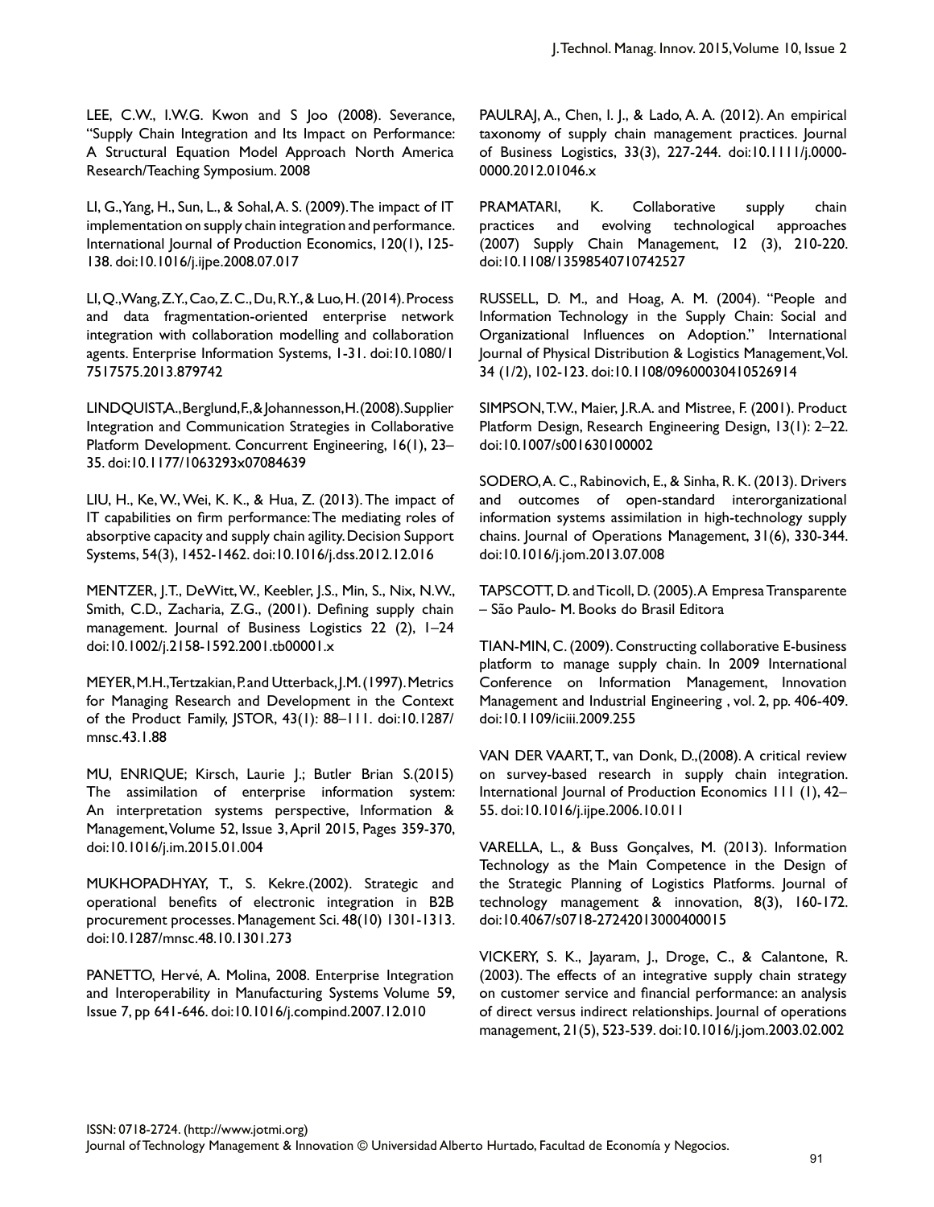LEE, C.W., I.W.G. Kwon and S Joo (2008). Severance, "Supply Chain Integration and Its Impact on Performance: A Structural Equation Model Approach North America Research/Teaching Symposium. 2008

LI, G., Yang, H., Sun, L., & Sohal, A. S. (2009). The impact of IT implementation on supply chain integration and performance. International Journal of Production Economics, 120(1), 125-138. doi:10.1016/j.ijpe.2008.07.017

LI, Q., Wang, Z.Y., Cao, Z. C., Du, R.Y., & Luo, H. (2014). Process and data fragmentation-oriented enterprise network integration with collaboration modelling and collaboration agents. Enterprise Information Systems, 1-31. doi:10.1080/17517575.2013.879742

LINDQUIST, A., Berglund, F., & Johannesson, H. (2008). Supplier Integration and Communication Strategies in Collaborative Platform Development. Concurrent Engineering, 16(1), 23–35. doi:10.1177/1063293x07084639

LIU, H., Ke, W., Wei, K. K., & Hua, Z. (2013). The impact of IT capabilities on firm performance: The mediating roles of absorptive capacity and supply chain agility. Decision Support Systems, 54(3), 1452-1462. doi:10.1016/j.dss.2012.12.016

MENTZER, J.T., DeWitt, W., Keebler, J.S., Min, S., Nix, N.W., Smith, C.D., Zacharia, Z.G., (2001). Defining supply chain management. Journal of Business Logistics 22 (2), 1–24 doi:10.1002/j.2158-1592.2001.tb00001.x

MEYER, M.H., Tertzakian, P. and Utterback, J.M. (1997). Metrics for Managing Research and Development in the Context of the Product Family, JSTOR, 43(1): 88–111. doi:10.1287/mnsc.43.1.88

MU, ENRIQUE; Kirsch, Laurie J.; Butler Brian S.(2015) The assimilation of enterprise information system: An interpretation systems perspective, Information & Management, Volume 52, Issue 3, April 2015, Pages 359-370, doi:10.1016/j.im.2015.01.004

MUKHOPADHYAY, T., S. Kekre.(2002). Strategic and operational benefits of electronic integration in B2B procurement processes. Management Sci. 48(10) 1301-1313. doi:10.1287/mnsc.48.10.1301.273

PANETTO, Hervé, A. Molina, 2008. Enterprise Integration and Interoperability in Manufacturing Systems Volume 59, Issue 7, pp 641-646. doi:10.1016/j.compind.2007.12.010

PAULRAJ, A., Chen, I. J., & Lado, A. A. (2012). An empirical taxonomy of supply chain management practices. Journal of Business Logistics, 33(3), 227-244. doi:10.1111/j.0000-0000.2012.01046.x

PRAMATARI, K. Collaborative supply chain practices and evolving technological approaches (2007) Supply Chain Management, 12 (3), 210-220. doi:10.1108/13598540710742527

RUSSELL, D. M., and Hoag, A. M. (2004). "People and Information Technology in the Supply Chain: Social and Organizational Influences on Adoption." International Journal of Physical Distribution & Logistics Management, Vol. 34 (1/2), 102-123. doi:10.1108/09600030410526914

SIMPSON, T.W., Maier, J.R.A. and Mistree, F. (2001). Product Platform Design, Research Engineering Design, 13(1): 2–22. doi:10.1007/s001630100002

SODERO, A. C., Rabinovich, E., & Sinha, R. K. (2013). Drivers and outcomes of open-standard interorganizational information systems assimilation in high-technology supply chains. Journal of Operations Management, 31(6), 330-344. doi:10.1016/j.jom.2013.07.008

TAPSCOTT, D. and Ticoll, D. (2005). A Empresa Transparente – São Paulo- M. Books do Brasil Editora

TIAN-MIN, C. (2009). Constructing collaborative E-business platform to manage supply chain. In 2009 International Conference on Information Management, Innovation Management and Industrial Engineering , vol. 2, pp. 406-409. doi:10.1109/iciii.2009.255

VAN DER VAART, T., van Donk, D.,(2008). A critical review on survey-based research in supply chain integration. International Journal of Production Economics 111 (1), 42–55. doi:10.1016/j.ijpe.2006.10.011

VARELLA, L., & Buss Gonçalves, M. (2013). Information Technology as the Main Competence in the Design of the Strategic Planning of Logistics Platforms. Journal of technology management & innovation, 8(3), 160-172. doi:10.4067/s0718-27242013000400015

VICKERY, S. K., Jayaram, J., Droge, C., & Calantone, R. (2003). The effects of an integrative supply chain strategy on customer service and financial performance: an analysis of direct versus indirect relationships. Journal of operations management, 21(5), 523-539. doi:10.1016/j.jom.2003.02.002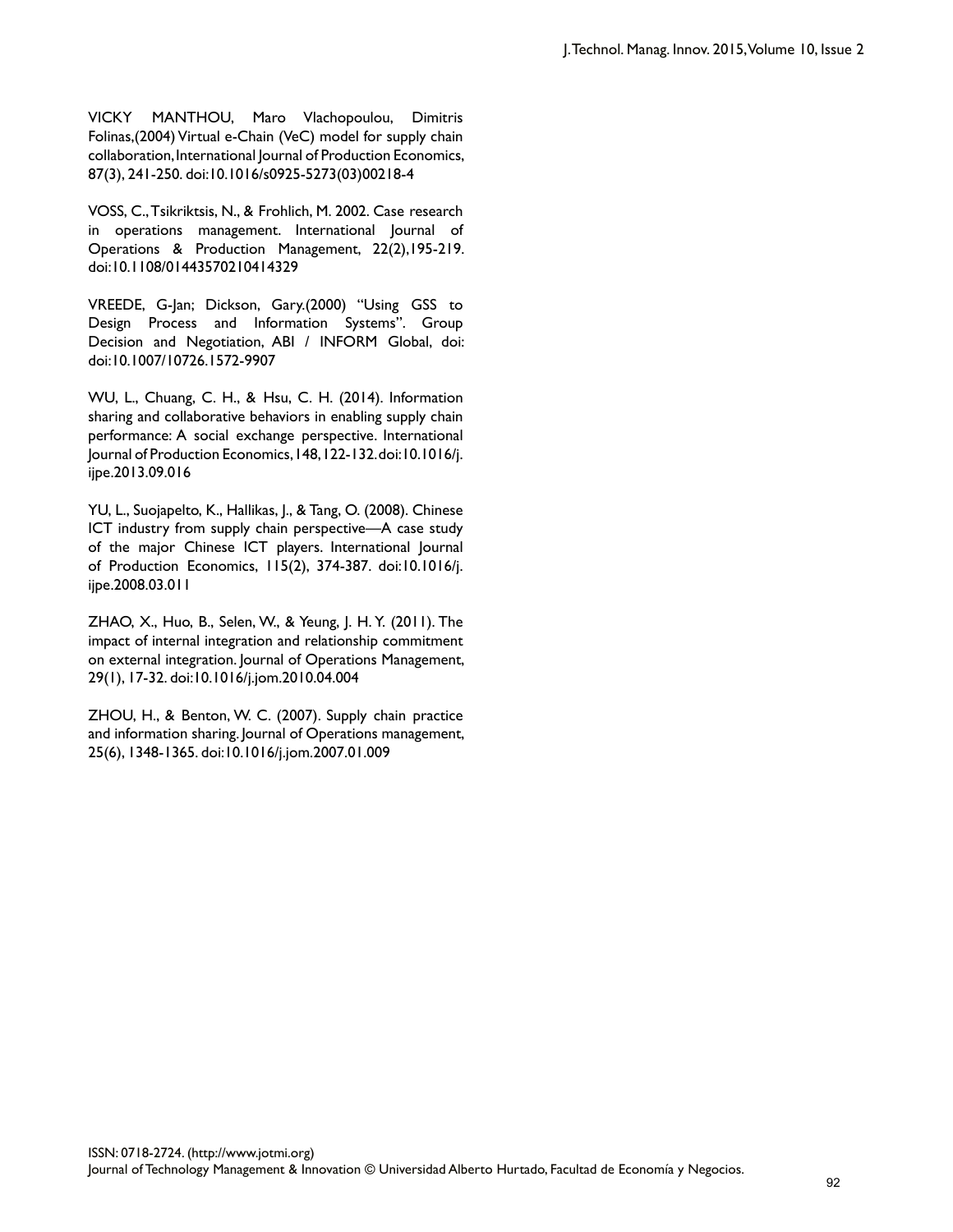VICKY MANTHOU, Maro Vlachopoulou, Dimitris Folinas,(2004) Virtual e-Chain (VeC) model for supply chain collaboration, International Journal of Production Economics, 87(3), 241-250. doi:10.1016/s0925-5273(03)00218-4

VOSS, C., Tsikriktsis, N., & Frohlich, M. 2002. Case research in operations management. International Journal of Operations & Production Management, 22(2),195-219. doi:10.1108/01443570210414329

VREEDE, G-Jan; Dickson, Gary.(2000) "Using GSS to Design Process and Information Systems". Group Decision and Negotiation, ABI / INFORM Global, doi: doi:10.1007/10726.1572-9907

WU, L., Chuang, C. H., & Hsu, C. H. (2014). Information sharing and collaborative behaviors in enabling supply chain performance: A social exchange perspective. International Journal of Production Economics, 148, 122-132. doi:10.1016/j.ijpe.2013.09.016

YU, L., Suojapelto, K., Hallikas, J., & Tang, O. (2008). Chinese ICT industry from supply chain perspective—A case study of the major Chinese ICT players. International Journal of Production Economics, 115(2), 374-387. doi:10.1016/j.ijpe.2008.03.011

ZHAO, X., Huo, B., Selen, W., & Yeung, J. H. Y. (2011). The impact of internal integration and relationship commitment on external integration. Journal of Operations Management, 29(1), 17-32. doi:10.1016/j.jom.2010.04.004

ZHOU, H., & Benton, W. C. (2007). Supply chain practice and information sharing. Journal of Operations management, 25(6), 1348-1365. doi:10.1016/j.jom.2007.01.009